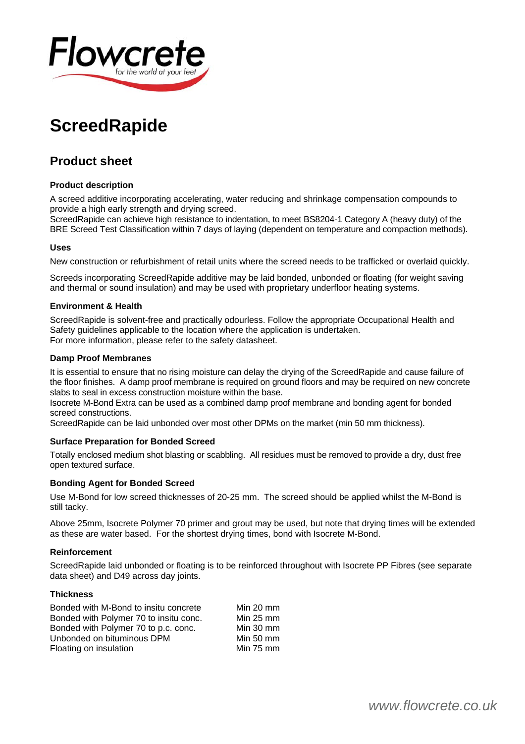Flowcrete
for the world at your feet

# ScreedRapide

## Product sheet

### Product description

A screed additive incorporating accelerating, water reducing and shrinkage compensation compounds to provide a high early strength and drying screed.
ScreedRapide can achieve high resistance to indentation, to meet BS8204-1 Category A (heavy duty) of the BRE Screed Test Classification within 7 days of laying (dependent on temperature and compaction methods).

### Uses

New construction or refurbishment of retail units where the screed needs to be trafficked or overlaid quickly.

Screeds incorporating ScreedRapide additive may be laid bonded, unbonded or floating (for weight saving and thermal or sound insulation) and may be used with proprietary underfloor heating systems.

### Environment & Health

ScreedRapide is solvent-free and practically odourless. Follow the appropriate Occupational Health and Safety guidelines applicable to the location where the application is undertaken.
For more information, please refer to the safety datasheet.

### Damp Proof Membranes

It is essential to ensure that no rising moisture can delay the drying of the ScreedRapide and cause failure of the floor finishes. A damp proof membrane is required on ground floors and may be required on new concrete slabs to seal in excess construction moisture within the base.
Isocrete M-Bond Extra can be used as a combined damp proof membrane and bonding agent for bonded screed constructions.
ScreedRapide can be laid unbonded over most other DPMs on the market (min 50 mm thickness).

### Surface Preparation for Bonded Screed

Totally enclosed medium shot blasting or scabbling. All residues must be removed to provide a dry, dust free open textured surface.

### Bonding Agent for Bonded Screed

Use M-Bond for low screed thicknesses of 20-25 mm. The screed should be applied whilst the M-Bond is still tacky.

Above 25mm, Isocrete Polymer 70 primer and grout may be used, but note that drying times will be extended as these are water based. For the shortest drying times, bond with Isocrete M-Bond.

### Reinforcement

ScreedRapide laid unbonded or floating is to be reinforced throughout with Isocrete PP Fibres (see separate data sheet) and D49 across day joints.

### Thickness

| | |
|---|---|
| Bonded with M-Bond to insitu concrete | Min 20 mm |
| Bonded with Polymer 70 to insitu conc. | Min 25 mm |
| Bonded with Polymer 70 to p.c. conc. | Min 30 mm |
| Unbonded on bituminous DPM | Min 50 mm |
| Floating on insulation | Min 75 mm |

*www.flowcrete.co.uk*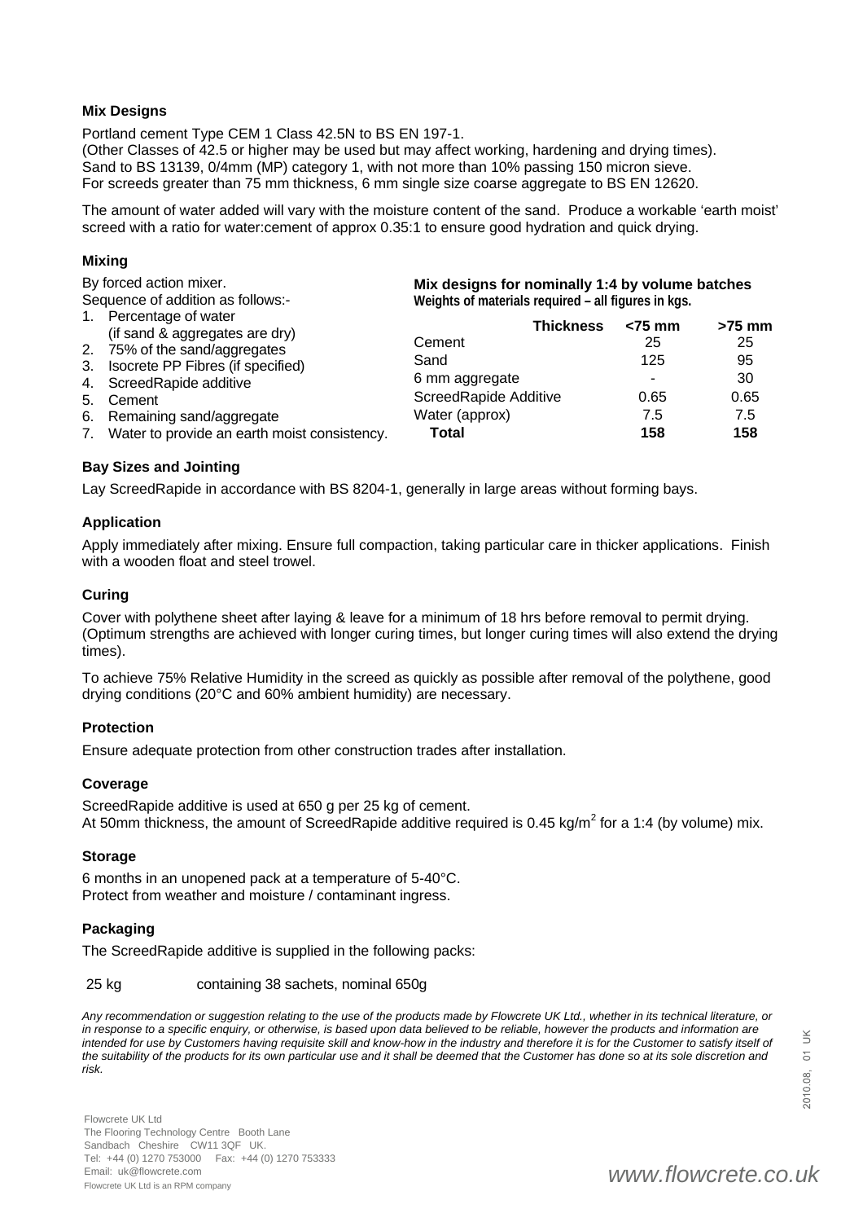**Mix Designs**

Portland cement Type CEM 1 Class 42.5N to BS EN 197-1.
(Other Classes of 42.5 or higher may be used but may affect working, hardening and drying times).
Sand to BS 13139, 0/4mm (MP) category 1, with not more than 10% passing 150 micron sieve.
For screeds greater than 75 mm thickness, 6 mm single size coarse aggregate to BS EN 12620.

The amount of water added will vary with the moisture content of the sand. Produce a workable 'earth moist' screed with a ratio for water:cement of approx 0.35:1 to ensure good hydration and quick drying.

**Mixing**

By forced action mixer.
Sequence of addition as follows:-

1. Percentage of water (if sand & aggregates are dry)
2. 75% of the sand/aggregates
3. Isocrete PP Fibres (if specified)
4. ScreedRapide additive
5. Cement
6. Remaining sand/aggregate
7. Water to provide an earth moist consistency.

**Mix designs for nominally 1:4 by volume batches**
**Weights of materials required – all figures in kgs.**

| Thickness | <75 mm | >75 mm |
|---|---|---|
| Cement | 25 | 25 |
| Sand | 125 | 95 |
| 6 mm aggregate | - | 30 |
| ScreedRapide Additive | 0.65 | 0.65 |
| Water (approx) | 7.5 | 7.5 |
| **Total** | **158** | **158** |

**Bay Sizes and Jointing**

Lay ScreedRapide in accordance with BS 8204-1, generally in large areas without forming bays.

**Application**

Apply immediately after mixing. Ensure full compaction, taking particular care in thicker applications. Finish with a wooden float and steel trowel.

**Curing**

Cover with polythene sheet after laying & leave for a minimum of 18 hrs before removal to permit drying. (Optimum strengths are achieved with longer curing times, but longer curing times will also extend the drying times).

To achieve 75% Relative Humidity in the screed as quickly as possible after removal of the polythene, good drying conditions (20°C and 60% ambient humidity) are necessary.

**Protection**

Ensure adequate protection from other construction trades after installation.

**Coverage**

ScreedRapide additive is used at 650 g per 25 kg of cement.
At 50mm thickness, the amount of ScreedRapide additive required is 0.45 kg/$m^2$ for a 1:4 (by volume) mix.

**Storage**

6 months in an unopened pack at a temperature of 5-40°C.
Protect from weather and moisture / contaminant ingress.

**Packaging**

The ScreedRapide additive is supplied in the following packs:

25 kg containing 38 sachets, nominal 650g

*Any recommendation or suggestion relating to the use of the products made by Flowcrete UK Ltd., whether in its technical literature, or in response to a specific enquiry, or otherwise, is based upon data believed to be reliable, however the products and information are intended for use by Customers having requisite skill and know-how in the industry and therefore it is for the Customer to satisfy itself of the suitability of the products for its own particular use and it shall be deemed that the Customer has done so at its sole discretion and risk.*

2010.08, 01 UK

Flowcrete UK Ltd
The Flooring Technology Centre Booth Lane
Sandbach Cheshire CW11 3QF UK.
Tel: +44 (0) 1270 753000 Fax: +44 (0) 1270 753333
Email: uk@flowcrete.com
Flowcrete UK Ltd is an RPM company

www.flowcrete.co.uk